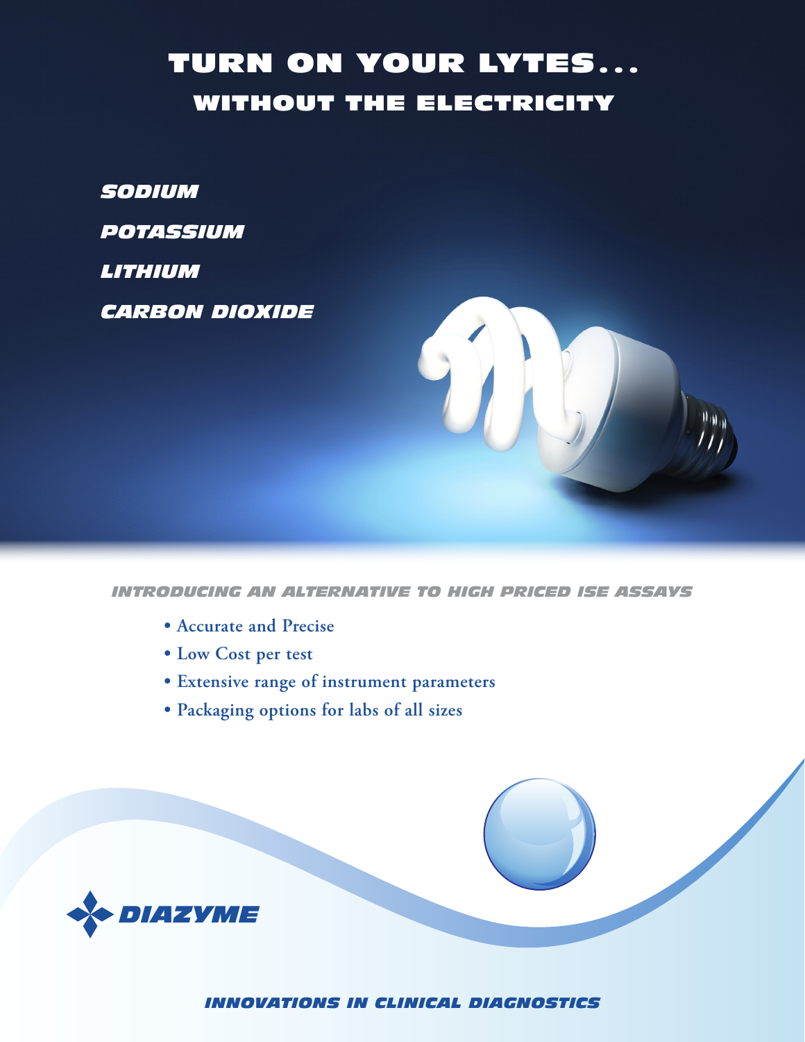# TURN ON YOUR LYTES...

## WITHOUT THE ELECTRICITY

***SODIUM***

***POTASSIUM***

***LITHIUM***

***CARBON DIOXIDE***

***INTRODUCING AN ALTERNATIVE TO HIGH PRICED ISE ASSAYS***

- Accurate and Precise
- Low Cost per test
- Extensive range of instrument parameters
- Packaging options for labs of all sizes

**DIAZYME**

***INNOVATIONS IN CLINICAL DIAGNOSTICS***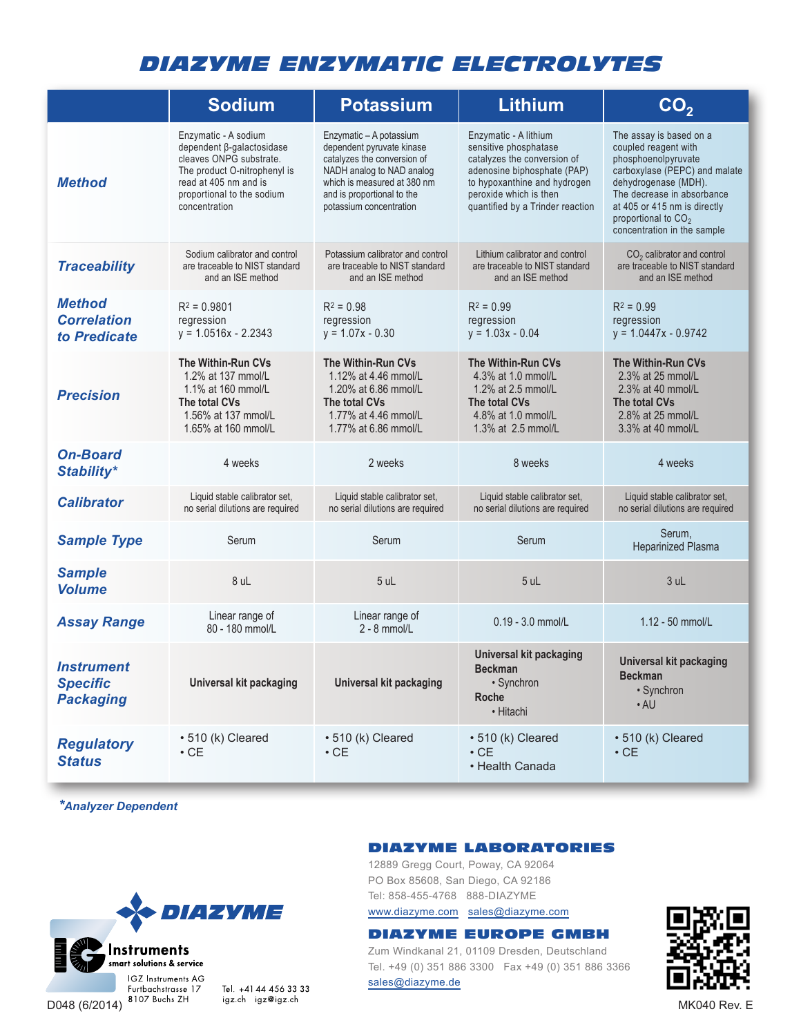# DIAZYME ENZYMATIC ELECTROLYTES

| | Sodium | Potassium | Lithium | $CO_2$ |
|---|---|---|---|---|
| ***Method*** | Enzymatic - A sodium dependent β-galactosidase cleaves ONPG substrate. The product O-nitrophenyl is read at 405 nm and is proportional to the sodium concentration | Enzymatic – A potassium dependent pyruvate kinase catalyzes the conversion of NADH analog to NAD analog which is measured at 380 nm and is proportional to the potassium concentration | Enzymatic - A lithium sensitive phosphatase catalyzes the conversion of adenosine biphosphate (PAP) to hypoxanthine and hydrogen peroxide which is then quantified by a Trinder reaction | The assay is based on a coupled reagent with phosphoenolpyruvate carboxylase (PEPC) and malate dehydrogenase (MDH). The decrease in absorbance at 405 or 415 nm is directly proportional to $CO_2$ concentration in the sample |
| ***Traceability*** | Sodium calibrator and control are traceable to NIST standard and an ISE method | Potassium calibrator and control are traceable to NIST standard and an ISE method | Lithium calibrator and control are traceable to NIST standard and an ISE method | $CO_2$ calibrator and control are traceable to NIST standard and an ISE method |
| ***Method Correlation to Predicate*** | $R^2 = 0.9801$ regression $y = 1.0516x - 2.2343$ | $R^2 = 0.98$ regression $y = 1.07x - 0.30$ | $R^2 = 0.99$ regression $y = 1.03x - 0.04$ | $R^2 = 0.99$ regression $y = 1.0447x - 0.9742$ |
| ***Precision*** | **The Within-Run CVs** 1.2% at 137 mmol/L 1.1% at 160 mmol/L **The total CVs** 1.56% at 137 mmol/L 1.65% at 160 mmol/L | **The Within-Run CVs** 1.12% at 4.46 mmol/L 1.20% at 6.86 mmol/L **The total CVs** 1.77% at 4.46 mmol/L 1.77% at 6.86 mmol/L | **The Within-Run CVs** 4.3% at 1.0 mmol/L 1.2% at 2.5 mmol/L **The total CVs** 4.8% at 1.0 mmol/L 1.3% at 2.5 mmol/L | **The Within-Run CVs** 2.3% at 25 mmol/L 2.3% at 40 mmol/L **The total CVs** 2.8% at 25 mmol/L 3.3% at 40 mmol/L |
| ***On-Board Stability**** | 4 weeks | 2 weeks | 8 weeks | 4 weeks |
| ***Calibrator*** | Liquid stable calibrator set, no serial dilutions are required | Liquid stable calibrator set, no serial dilutions are required | Liquid stable calibrator set, no serial dilutions are required | Liquid stable calibrator set, no serial dilutions are required |
| ***Sample Type*** | Serum | Serum | Serum | Serum, Heparinized Plasma |
| ***Sample Volume*** | 8 uL | 5 uL | 5 uL | 3 uL |
| ***Assay Range*** | Linear range of 80 - 180 mmol/L | Linear range of 2 - 8 mmol/L | 0.19 - 3.0 mmol/L | 1.12 - 50 mmol/L |
| ***Instrument Specific Packaging*** | **Universal kit packaging** | **Universal kit packaging** | **Universal kit packaging** **Beckman** • Synchron **Roche** • Hitachi | **Universal kit packaging** **Beckman** • Synchron • AU |
| ***Regulatory Status*** | • 510 (k) Cleared • CE | • 510 (k) Cleared • CE | • 510 (k) Cleared • CE • Health Canada | • 510 (k) Cleared • CE |

****Analyzer Dependent***

## DIAZYME LABORATORIES

12889 Gregg Court, Poway, CA 92064
PO Box 85608, San Diego, CA 92186
Tel: 858-455-4768 888-DIAZYME
www.diazyme.com sales@diazyme.com

## DIAZYME EUROPE GMBH

Zum Windkanal 21, 01109 Dresden, Deutschland
Tel. +49 (0) 351 886 3300 Fax +49 (0) 351 886 3366
sales@diazyme.de

DIAZYME

IG Instruments smart solutions & service

IGZ Instruments AG
Furtbachstrasse 17
8107 Buchs ZH

Tel. +41 44 456 33 33
igz.ch igz@igz.ch

D048 (6/2014)

MK040 Rev. E